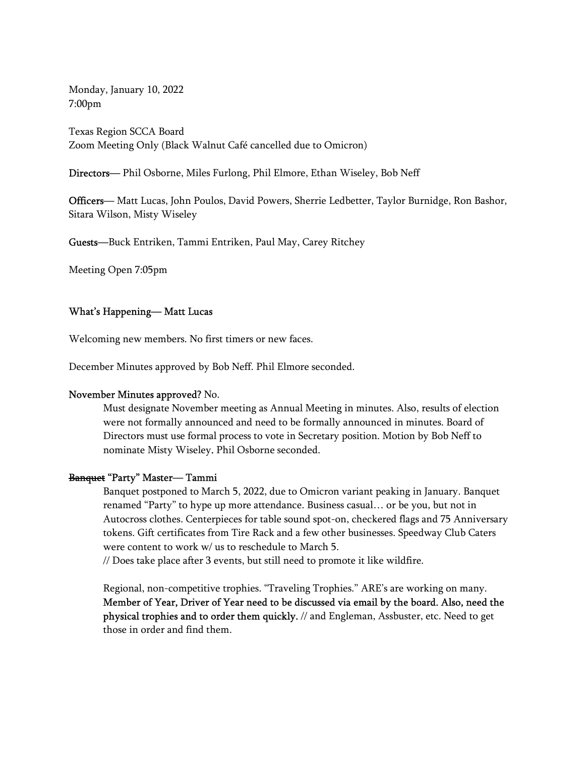Monday, January 10, 2022
7:00pm

Texas Region SCCA Board
Zoom Meeting Only (Black Walnut Café cancelled due to Omicron)

**Directors**— Phil Osborne, Miles Furlong, Phil Elmore, Ethan Wiseley, Bob Neff

**Officers**— Matt Lucas, John Poulos, David Powers, Sherrie Ledbetter, Taylor Burnidge, Ron Bashor, Sitara Wilson, Misty Wiseley

**Guests**—Buck Entriken, Tammi Entriken, Paul May, Carey Ritchey

Meeting Open 7:05pm

**What's Happening— Matt Lucas**

Welcoming new members. No first timers or new faces.

December Minutes approved by Bob Neff. Phil Elmore seconded.

**November Minutes approved?** No.

Must designate November meeting as Annual Meeting in minutes. Also, results of election were not formally announced and need to be formally announced in minutes. Board of Directors must use formal process to vote in Secretary position. Motion by Bob Neff to nominate Misty Wiseley. Phil Osborne seconded.

**~~Banquet~~ "Party" Master— Tammi**

Banquet postponed to March 5, 2022, due to Omicron variant peaking in January. Banquet renamed "Party" to hype up more attendance. Business casual… or be you, but not in Autocross clothes. Centerpieces for table sound spot-on, checkered flags and 75 Anniversary tokens. Gift certificates from Tire Rack and a few other businesses. Speedway Club Caters were content to work w/ us to reschedule to March 5.
// Does take place after 3 events, but still need to promote it like wildfire.

Regional, non-competitive trophies. "Traveling Trophies." ARE's are working on many. **Member of Year, Driver of Year need to be discussed via email by the board. Also, need the physical trophies and to order them quickly.** // and Engleman, Assbuster, etc. Need to get those in order and find them.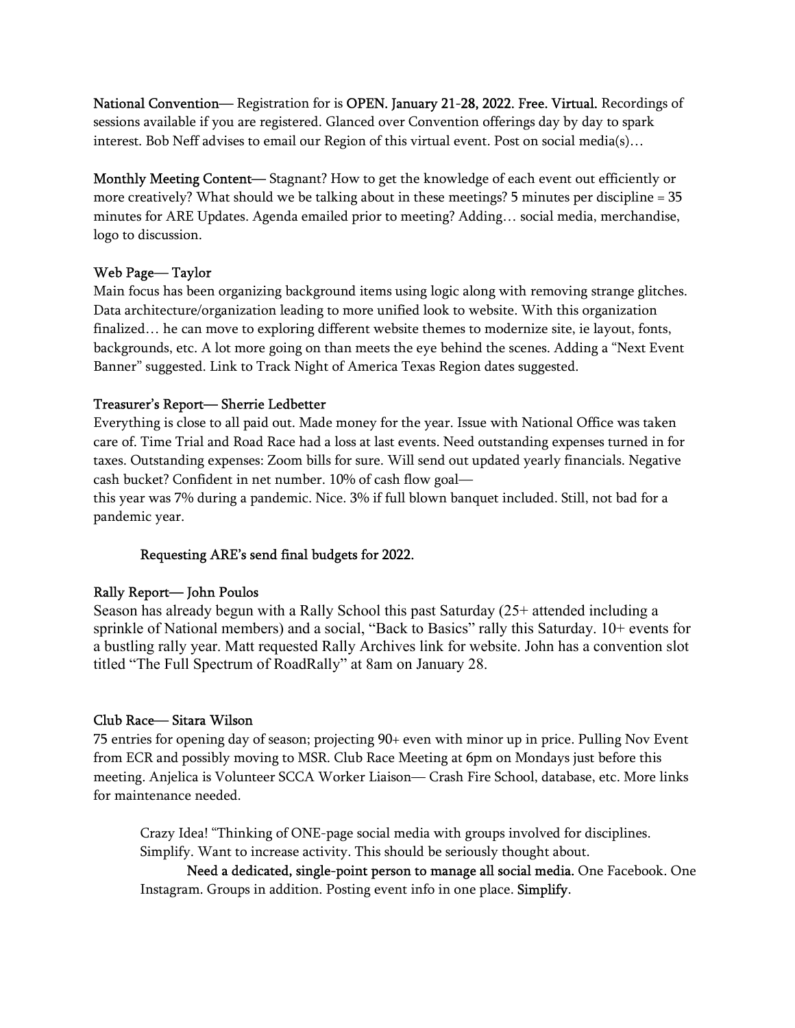National Convention— Registration for is OPEN. January 21-28, 2022. Free. Virtual. Recordings of sessions available if you are registered. Glanced over Convention offerings day by day to spark interest. Bob Neff advises to email our Region of this virtual event. Post on social media(s)…

Monthly Meeting Content— Stagnant? How to get the knowledge of each event out efficiently or more creatively? What should we be talking about in these meetings? 5 minutes per discipline = 35 minutes for ARE Updates. Agenda emailed prior to meeting? Adding… social media, merchandise, logo to discussion.

Web Page— Taylor
Main focus has been organizing background items using logic along with removing strange glitches. Data architecture/organization leading to more unified look to website. With this organization finalized… he can move to exploring different website themes to modernize site, ie layout, fonts, backgrounds, etc. A lot more going on than meets the eye behind the scenes. Adding a "Next Event Banner" suggested. Link to Track Night of America Texas Region dates suggested.

Treasurer's Report— Sherrie Ledbetter
Everything is close to all paid out. Made money for the year. Issue with National Office was taken care of. Time Trial and Road Race had a loss at last events. Need outstanding expenses turned in for taxes. Outstanding expenses: Zoom bills for sure. Will send out updated yearly financials. Negative cash bucket? Confident in net number. 10% of cash flow goal—
this year was 7% during a pandemic. Nice. 3% if full blown banquet included. Still, not bad for a pandemic year.

Requesting ARE's send final budgets for 2022.

Rally Report— John Poulos
Season has already begun with a Rally School this past Saturday (25+ attended including a sprinkle of National members) and a social, "Back to Basics" rally this Saturday. 10+ events for a bustling rally year. Matt requested Rally Archives link for website. John has a convention slot titled "The Full Spectrum of RoadRally" at 8am on January 28.

Club Race— Sitara Wilson
75 entries for opening day of season; projecting 90+ even with minor up in price. Pulling Nov Event from ECR and possibly moving to MSR. Club Race Meeting at 6pm on Mondays just before this meeting. Anjelica is Volunteer SCCA Worker Liaison— Crash Fire School, database, etc. More links for maintenance needed.

Crazy Idea! "Thinking of ONE-page social media with groups involved for disciplines. Simplify. Want to increase activity. This should be seriously thought about.

Need a dedicated, single-point person to manage all social media. One Facebook. One Instagram. Groups in addition. Posting event info in one place. Simplify.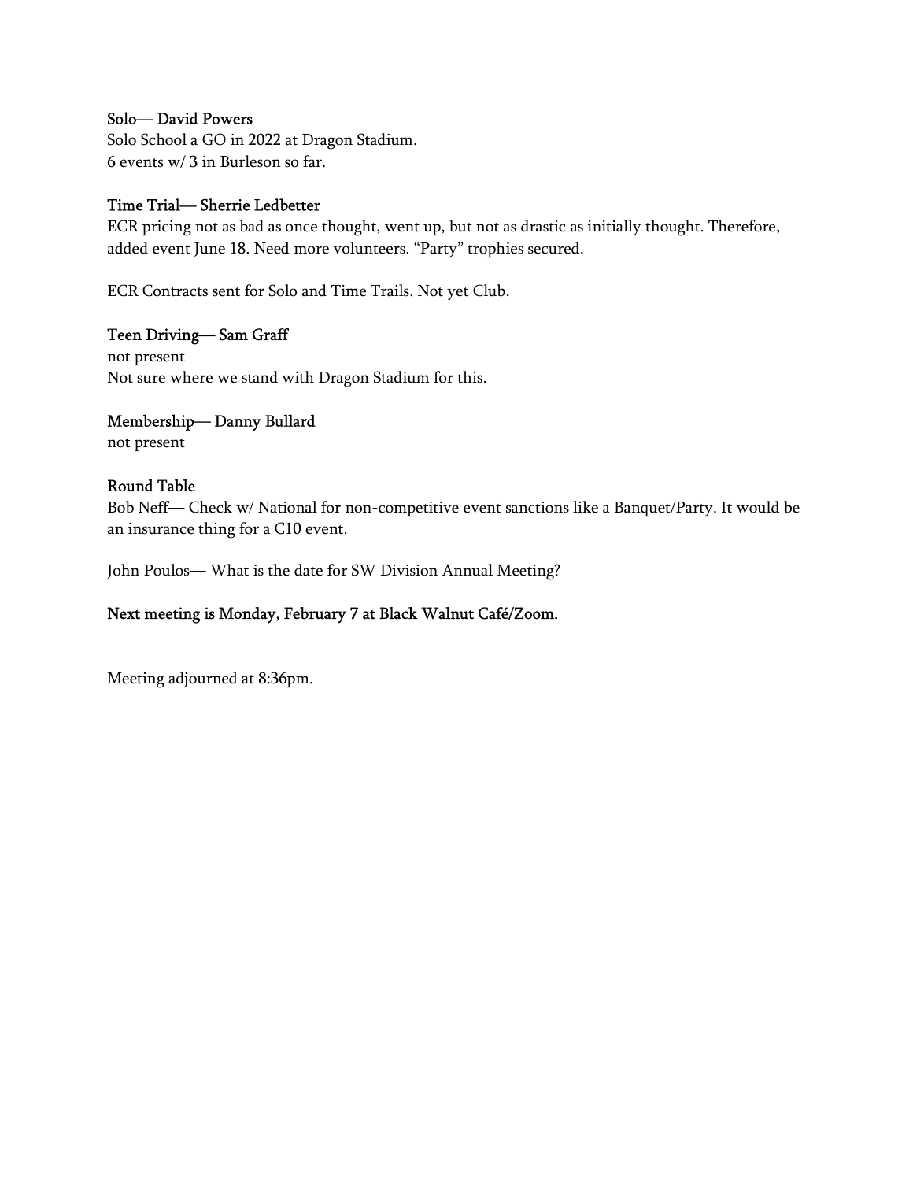**Solo— David Powers**
Solo School a GO in 2022 at Dragon Stadium.
6 events w/ 3 in Burleson so far.

**Time Trial— Sherrie Ledbetter**
ECR pricing not as bad as once thought, went up, but not as drastic as initially thought. Therefore, added event June 18. Need more volunteers. "Party" trophies secured.

ECR Contracts sent for Solo and Time Trails. Not yet Club.

**Teen Driving— Sam Graff**
not present
Not sure where we stand with Dragon Stadium for this.

**Membership— Danny Bullard**
not present

**Round Table**
Bob Neff— Check w/ National for non-competitive event sanctions like a Banquet/Party. It would be an insurance thing for a C10 event.

John Poulos— What is the date for SW Division Annual Meeting?

**Next meeting is Monday, February 7 at Black Walnut Café/Zoom.**

Meeting adjourned at 8:36pm.